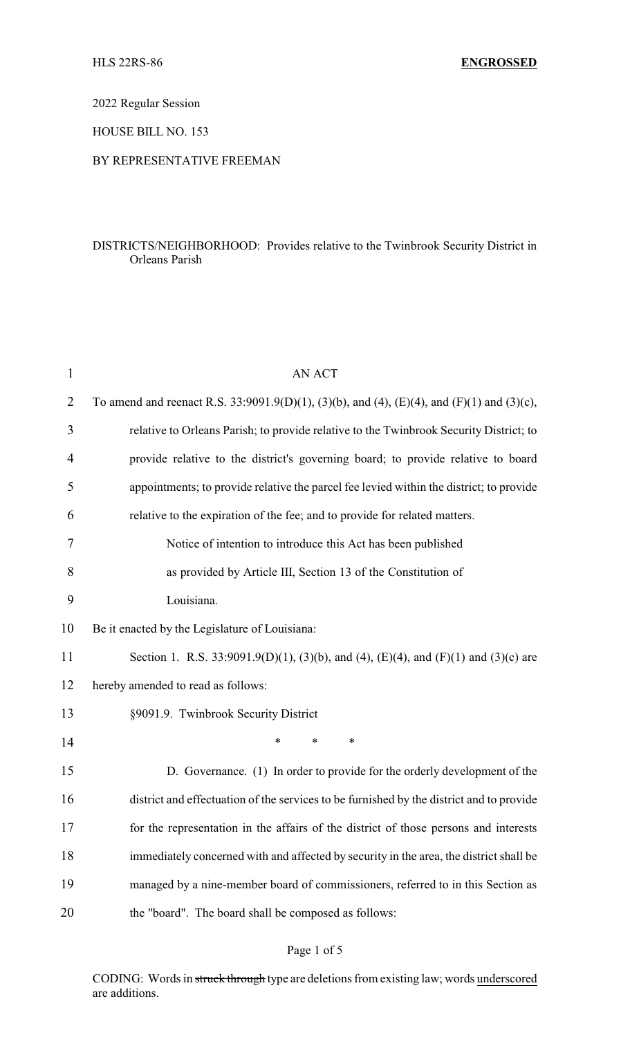HLS 22RS-86 **ENGROSSED**

2022 Regular Session

HOUSE BILL NO. 153

BY REPRESENTATIVE FREEMAN

DISTRICTS/NEIGHBORHOOD: Provides relative to the Twinbrook Security District in Orleans Parish

AN ACT

To amend and reenact R.S. 33:9091.9(D)(1), (3)(b), and (4), (E)(4), and (F)(1) and (3)(c), relative to Orleans Parish; to provide relative to the Twinbrook Security District; to provide relative to the district's governing board; to provide relative to board appointments; to provide relative the parcel fee levied within the district; to provide relative to the expiration of the fee; and to provide for related matters.

Notice of intention to introduce this Act has been published as provided by Article III, Section 13 of the Constitution of Louisiana.

Be it enacted by the Legislature of Louisiana:

Section 1. R.S. 33:9091.9(D)(1), (3)(b), and (4), (E)(4), and (F)(1) and (3)(c) are hereby amended to read as follows:

§9091.9. Twinbrook Security District

\* \* \*

D. Governance. (1) In order to provide for the orderly development of the district and effectuation of the services to be furnished by the district and to provide for the representation in the affairs of the district of those persons and interests immediately concerned with and affected by security in the area, the district shall be managed by a nine-member board of commissioners, referred to in this Section as the "board". The board shall be composed as follows:

CODING: Words in ~~struck through~~ type are deletions from existing law; words underscored are additions.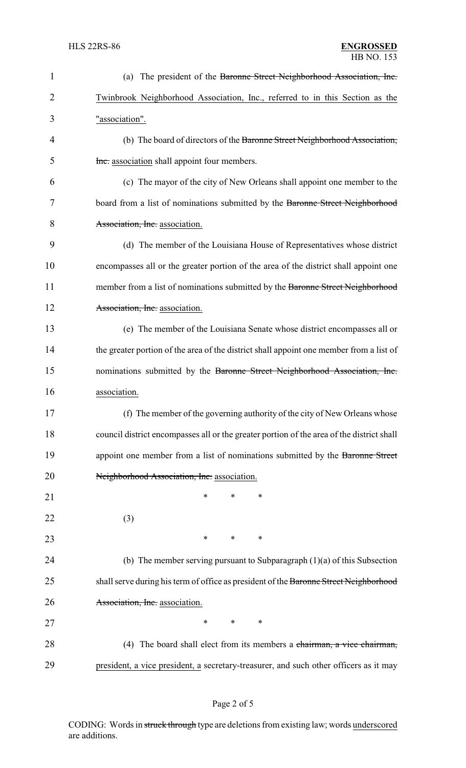(a) The president of the ~~Baronne Street Neighborhood Association, Inc.~~ <u>Twinbrook Neighborhood Association, Inc., referred to in this Section as the "association".</u>

(b) The board of directors of the ~~Baronne Street Neighborhood Association, Inc.~~ <u>association</u> shall appoint four members.

(c) The mayor of the city of New Orleans shall appoint one member to the board from a list of nominations submitted by the ~~Baronne Street Neighborhood Association, Inc.~~ <u>association.</u>

(d) The member of the Louisiana House of Representatives whose district encompasses all or the greater portion of the area of the district shall appoint one member from a list of nominations submitted by the ~~Baronne Street Neighborhood Association, Inc.~~ <u>association.</u>

(e) The member of the Louisiana Senate whose district encompasses all or the greater portion of the area of the district shall appoint one member from a list of nominations submitted by the ~~Baronne Street Neighborhood Association, Inc.~~ <u>association.</u>

(f) The member of the governing authority of the city of New Orleans whose council district encompasses all or the greater portion of the area of the district shall appoint one member from a list of nominations submitted by the ~~Baronne Street Neighborhood Association, Inc.~~ <u>association.</u>

\* \* \*

(3)

\* \* \*

(b) The member serving pursuant to Subparagraph (1)(a) of this Subsection shall serve during his term of office as president of the ~~Baronne Street Neighborhood Association, Inc.~~ <u>association.</u>

\* \* \*

(4) The board shall elect from its members a ~~chairman, a vice chairman,~~ <u>president, a vice president, a</u> secretary-treasurer, and such other officers as it may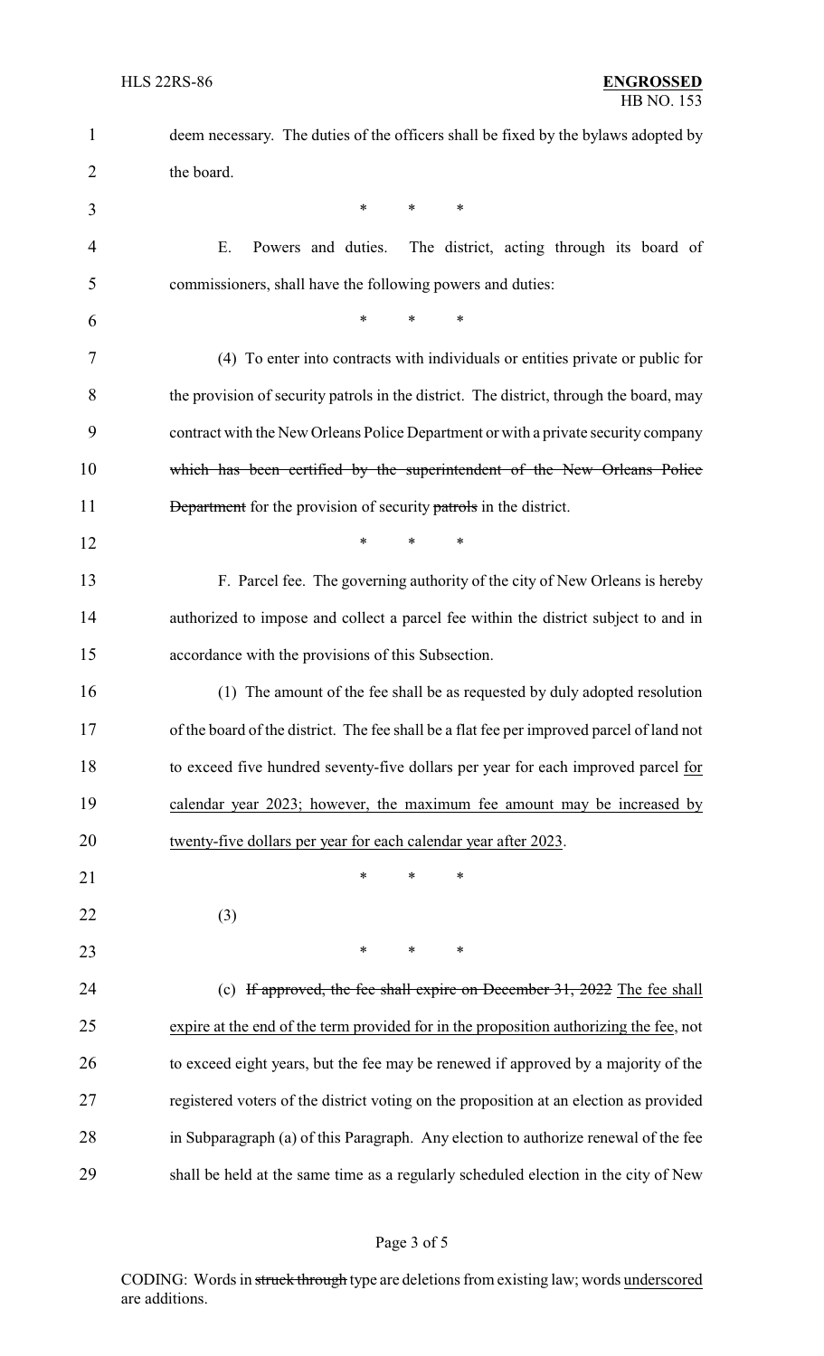deem necessary. The duties of the officers shall be fixed by the bylaws adopted by the board.

\* \* \*

E. Powers and duties. The district, acting through its board of commissioners, shall have the following powers and duties:

\* \* \*

(4) To enter into contracts with individuals or entities private or public for the provision of security patrols in the district. The district, through the board, may contract with the New Orleans Police Department or with a private security company ~~which has been certified by the superintendent of the New Orleans Police Department~~ for the provision of security ~~patrols~~ in the district.

\* \* \*

F. Parcel fee. The governing authority of the city of New Orleans is hereby authorized to impose and collect a parcel fee within the district subject to and in accordance with the provisions of this Subsection.

(1) The amount of the fee shall be as requested by duly adopted resolution of the board of the district. The fee shall be a flat fee per improved parcel of land not to exceed five hundred seventy-five dollars per year for each improved parcel <u>for calendar year 2023; however, the maximum fee amount may be increased by twenty-five dollars per year for each calendar year after 2023</u>.

\* \* \*

(3)

\* \* \*

(c) ~~If approved, the fee shall expire on December 31, 2022~~ <u>The fee shall expire at the end of the term provided for in the proposition authorizing the fee</u>, not to exceed eight years, but the fee may be renewed if approved by a majority of the registered voters of the district voting on the proposition at an election as provided in Subparagraph (a) of this Paragraph. Any election to authorize renewal of the fee shall be held at the same time as a regularly scheduled election in the city of New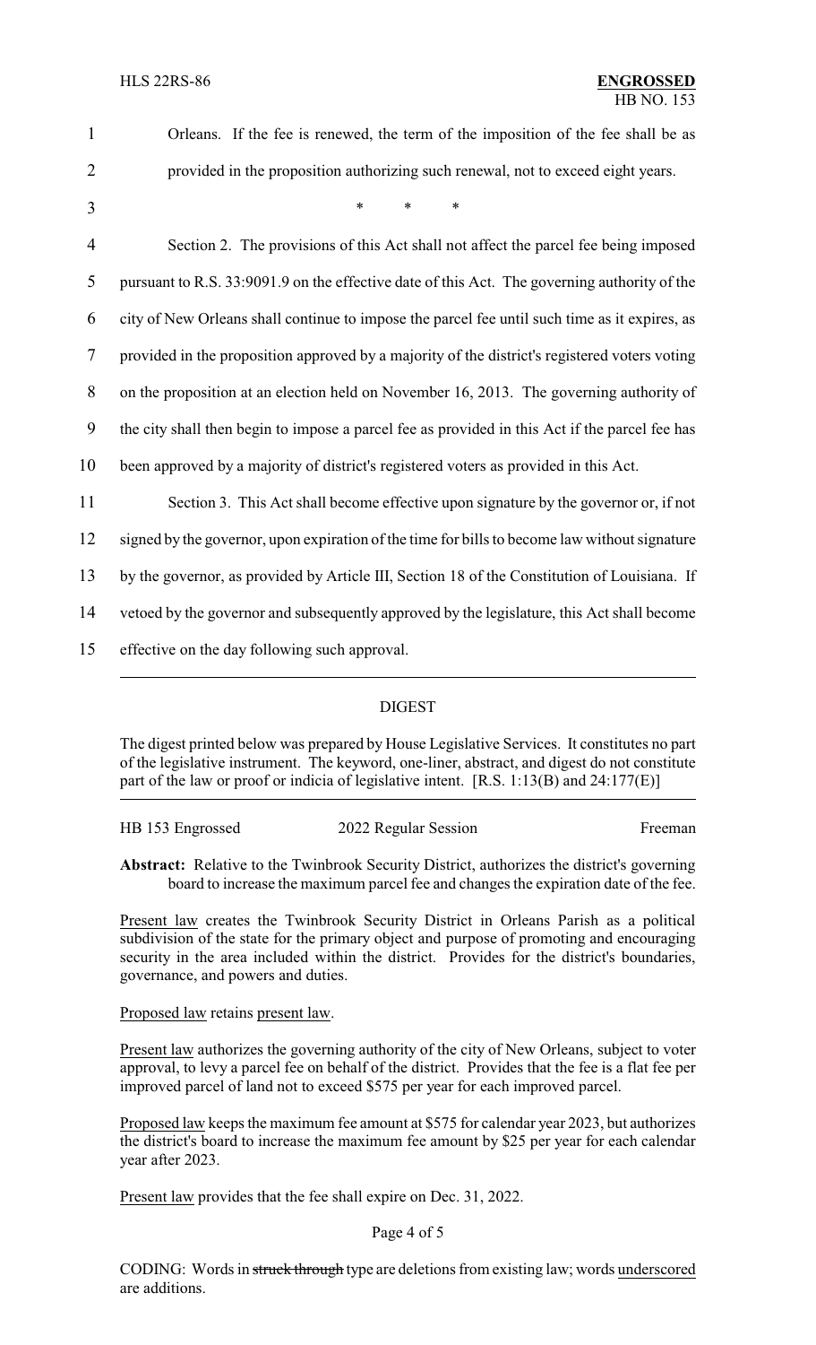Orleans. If the fee is renewed, the term of the imposition of the fee shall be as provided in the proposition authorizing such renewal, not to exceed eight years.

\* \* \*

Section 2. The provisions of this Act shall not affect the parcel fee being imposed pursuant to R.S. 33:9091.9 on the effective date of this Act. The governing authority of the city of New Orleans shall continue to impose the parcel fee until such time as it expires, as provided in the proposition approved by a majority of the district's registered voters voting on the proposition at an election held on November 16, 2013. The governing authority of the city shall then begin to impose a parcel fee as provided in this Act if the parcel fee has been approved by a majority of district's registered voters as provided in this Act.

Section 3. This Act shall become effective upon signature by the governor or, if not signed by the governor, upon expiration of the time for bills to become law without signature by the governor, as provided by Article III, Section 18 of the Constitution of Louisiana. If vetoed by the governor and subsequently approved by the legislature, this Act shall become effective on the day following such approval.

---

## DIGEST

The digest printed below was prepared by House Legislative Services. It constitutes no part of the legislative instrument. The keyword, one-liner, abstract, and digest do not constitute part of the law or proof or indicia of legislative intent. [R.S. 1:13(B) and 24:177(E)]

HB 153 Engrossed — 2022 Regular Session — Freeman

**Abstract:** Relative to the Twinbrook Security District, authorizes the district's governing board to increase the maximum parcel fee and changes the expiration date of the fee.

Present law creates the Twinbrook Security District in Orleans Parish as a political subdivision of the state for the primary object and purpose of promoting and encouraging security in the area included within the district. Provides for the district's boundaries, governance, and powers and duties.

Proposed law retains present law.

Present law authorizes the governing authority of the city of New Orleans, subject to voter approval, to levy a parcel fee on behalf of the district. Provides that the fee is a flat fee per improved parcel of land not to exceed $575 per year for each improved parcel.

Proposed law keeps the maximum fee amount at $575 for calendar year 2023, but authorizes the district's board to increase the maximum fee amount by $25 per year for each calendar year after 2023.

Present law provides that the fee shall expire on Dec. 31, 2022.

CODING: Words in ~~struck through~~ type are deletions from existing law; words underscored are additions.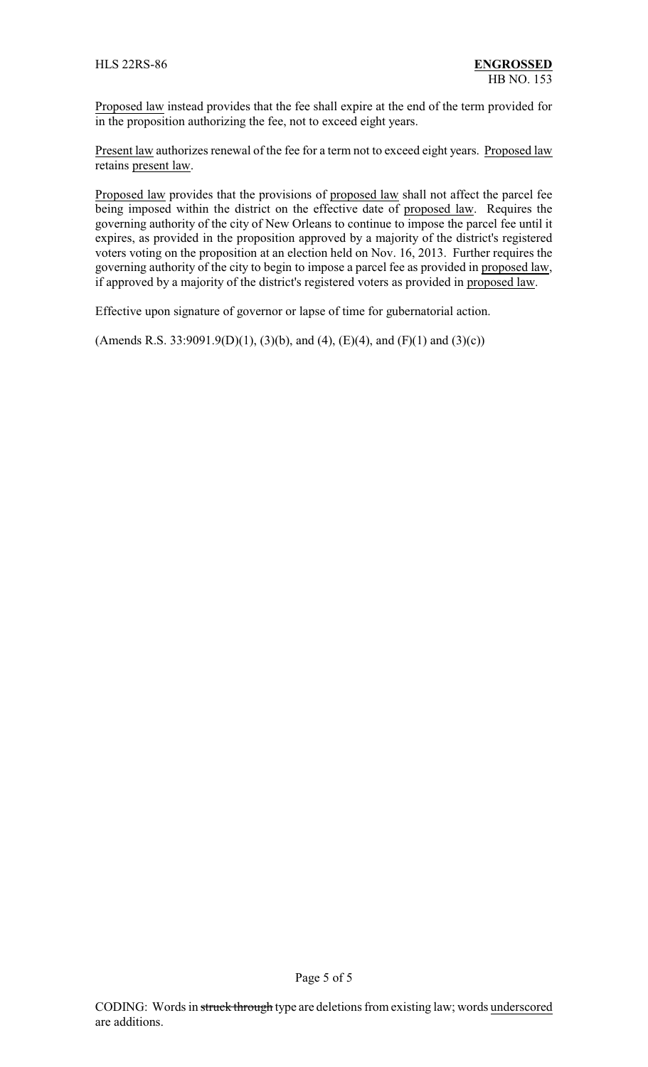Proposed law instead provides that the fee shall expire at the end of the term provided for in the proposition authorizing the fee, not to exceed eight years.

Present law authorizes renewal of the fee for a term not to exceed eight years. Proposed law retains present law.

Proposed law provides that the provisions of proposed law shall not affect the parcel fee being imposed within the district on the effective date of proposed law. Requires the governing authority of the city of New Orleans to continue to impose the parcel fee until it expires, as provided in the proposition approved by a majority of the district's registered voters voting on the proposition at an election held on Nov. 16, 2013. Further requires the governing authority of the city to begin to impose a parcel fee as provided in proposed law, if approved by a majority of the district's registered voters as provided in proposed law.

Effective upon signature of governor or lapse of time for gubernatorial action.

(Amends R.S. 33:9091.9(D)(1), (3)(b), and (4), (E)(4), and (F)(1) and (3)(c))

CODING: Words in ~~struck through~~ type are deletions from existing law; words underscored are additions.